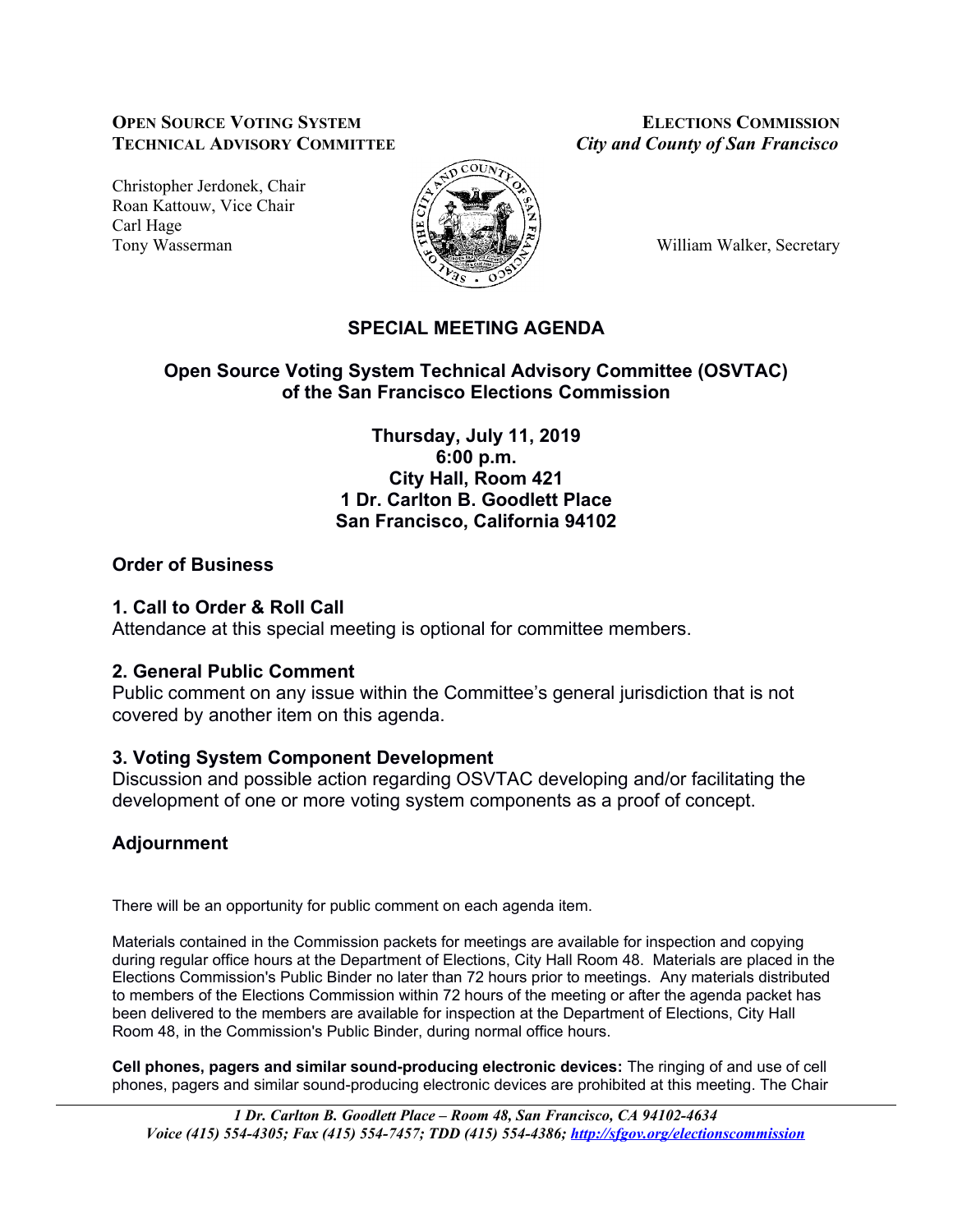**OPEN SOURCE VOTING SYSTEM TECHNICAL ADVISORY COMMITTEE**

**ELECTIONS COMMISSION**
***City and County of San Francisco***

Christopher Jerdonek, Chair
Roan Kattouw, Vice Chair
Carl Hage
Tony Wasserman

William Walker, Secretary

# SPECIAL MEETING AGENDA

## Open Source Voting System Technical Advisory Committee (OSVTAC) of the San Francisco Elections Commission

**Thursday, July 11, 2019**
**6:00 p.m.**
**City Hall, Room 421**
**1 Dr. Carlton B. Goodlett Place**
**San Francisco, California 94102**

## Order of Business

### 1. Call to Order & Roll Call

Attendance at this special meeting is optional for committee members.

### 2. General Public Comment

Public comment on any issue within the Committee's general jurisdiction that is not covered by another item on this agenda.

### 3. Voting System Component Development

Discussion and possible action regarding OSVTAC developing and/or facilitating the development of one or more voting system components as a proof of concept.

## Adjournment

There will be an opportunity for public comment on each agenda item.

Materials contained in the Commission packets for meetings are available for inspection and copying during regular office hours at the Department of Elections, City Hall Room 48. Materials are placed in the Elections Commission's Public Binder no later than 72 hours prior to meetings. Any materials distributed to members of the Elections Commission within 72 hours of the meeting or after the agenda packet has been delivered to the members are available for inspection at the Department of Elections, City Hall Room 48, in the Commission's Public Binder, during normal office hours.

**Cell phones, pagers and similar sound-producing electronic devices:** The ringing of and use of cell phones, pagers and similar sound-producing electronic devices are prohibited at this meeting. The Chair

*1 Dr. Carlton B. Goodlett Place – Room 48, San Francisco, CA 94102-4634*
*Voice (415) 554-4305; Fax (415) 554-7457; TDD (415) 554-4386; http://sfgov.org/electionscommission*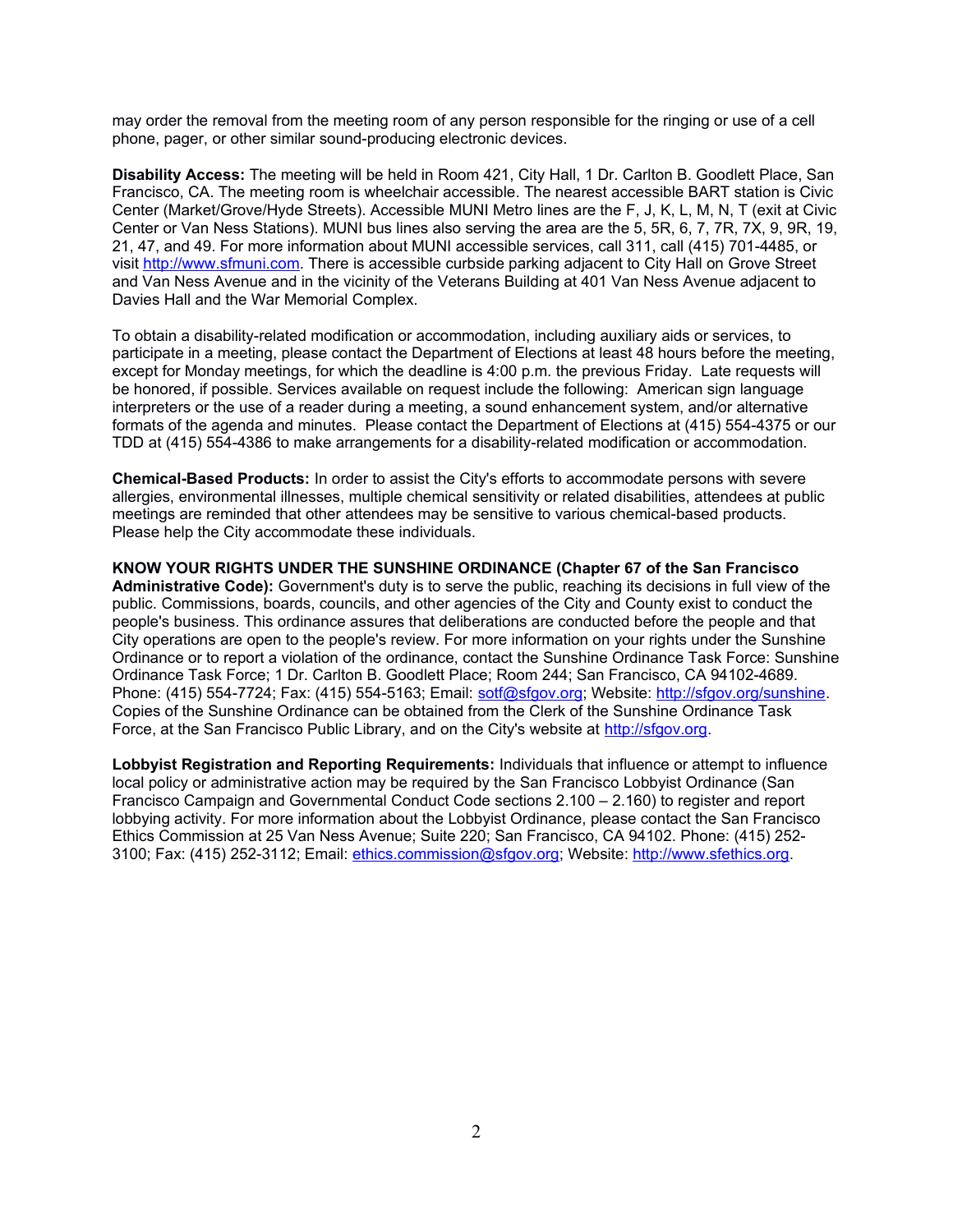may order the removal from the meeting room of any person responsible for the ringing or use of a cell phone, pager, or other similar sound-producing electronic devices.

**Disability Access:** The meeting will be held in Room 421, City Hall, 1 Dr. Carlton B. Goodlett Place, San Francisco, CA. The meeting room is wheelchair accessible. The nearest accessible BART station is Civic Center (Market/Grove/Hyde Streets). Accessible MUNI Metro lines are the F, J, K, L, M, N, T (exit at Civic Center or Van Ness Stations). MUNI bus lines also serving the area are the 5, 5R, 6, 7, 7R, 7X, 9, 9R, 19, 21, 47, and 49. For more information about MUNI accessible services, call 311, call (415) 701-4485, or visit http://www.sfmuni.com. There is accessible curbside parking adjacent to City Hall on Grove Street and Van Ness Avenue and in the vicinity of the Veterans Building at 401 Van Ness Avenue adjacent to Davies Hall and the War Memorial Complex.

To obtain a disability-related modification or accommodation, including auxiliary aids or services, to participate in a meeting, please contact the Department of Elections at least 48 hours before the meeting, except for Monday meetings, for which the deadline is 4:00 p.m. the previous Friday. Late requests will be honored, if possible. Services available on request include the following: American sign language interpreters or the use of a reader during a meeting, a sound enhancement system, and/or alternative formats of the agenda and minutes. Please contact the Department of Elections at (415) 554-4375 or our TDD at (415) 554-4386 to make arrangements for a disability-related modification or accommodation.

**Chemical-Based Products:** In order to assist the City's efforts to accommodate persons with severe allergies, environmental illnesses, multiple chemical sensitivity or related disabilities, attendees at public meetings are reminded that other attendees may be sensitive to various chemical-based products. Please help the City accommodate these individuals.

**KNOW YOUR RIGHTS UNDER THE SUNSHINE ORDINANCE (Chapter 67 of the San Francisco Administrative Code):** Government's duty is to serve the public, reaching its decisions in full view of the public. Commissions, boards, councils, and other agencies of the City and County exist to conduct the people's business. This ordinance assures that deliberations are conducted before the people and that City operations are open to the people's review. For more information on your rights under the Sunshine Ordinance or to report a violation of the ordinance, contact the Sunshine Ordinance Task Force: Sunshine Ordinance Task Force; 1 Dr. Carlton B. Goodlett Place; Room 244; San Francisco, CA 94102-4689. Phone: (415) 554-7724; Fax: (415) 554-5163; Email: sotf@sfgov.org; Website: http://sfgov.org/sunshine. Copies of the Sunshine Ordinance can be obtained from the Clerk of the Sunshine Ordinance Task Force, at the San Francisco Public Library, and on the City's website at http://sfgov.org.

**Lobbyist Registration and Reporting Requirements:** Individuals that influence or attempt to influence local policy or administrative action may be required by the San Francisco Lobbyist Ordinance (San Francisco Campaign and Governmental Conduct Code sections 2.100 – 2.160) to register and report lobbying activity. For more information about the Lobbyist Ordinance, please contact the San Francisco Ethics Commission at 25 Van Ness Avenue; Suite 220; San Francisco, CA 94102. Phone: (415) 252-3100; Fax: (415) 252-3112; Email: ethics.commission@sfgov.org; Website: http://www.sfethics.org.